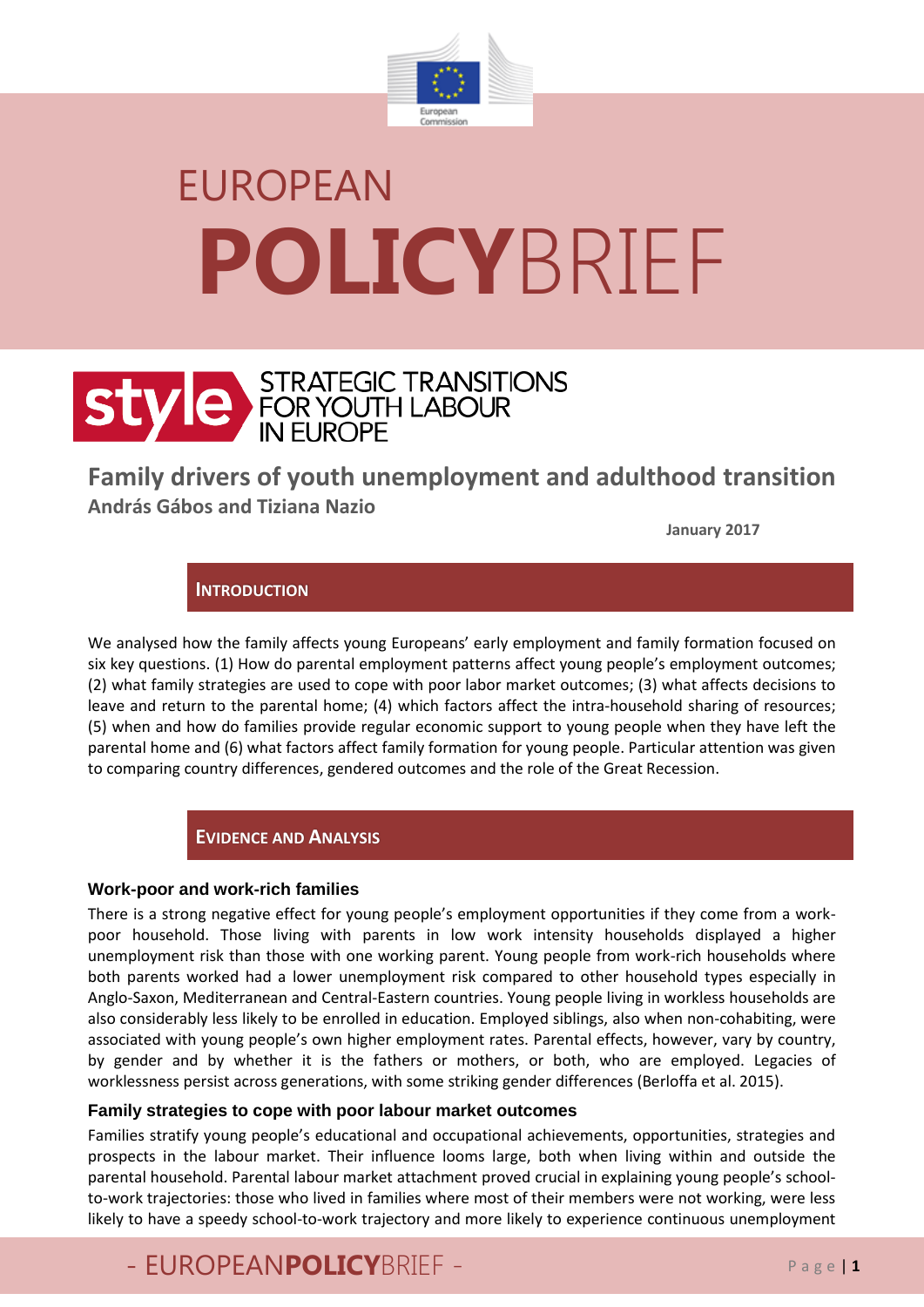# EUROPEAN POLICYBRIEF

**STYLE – STRATEGIC TRANSITIONS FOR YOUTH LABOUR IN EUROPE**

## Family drivers of youth unemployment and adulthood transition

**András Gábos and Tiziana Nazio**

**January 2017**

## INTRODUCTION

We analysed how the family affects young Europeans' early employment and family formation focused on six key questions. (1) How do parental employment patterns affect young people's employment outcomes; (2) what family strategies are used to cope with poor labor market outcomes; (3) what affects decisions to leave and return to the parental home; (4) which factors affect the intra-household sharing of resources; (5) when and how do families provide regular economic support to young people when they have left the parental home and (6) what factors affect family formation for young people. Particular attention was given to comparing country differences, gendered outcomes and the role of the Great Recession.

## EVIDENCE AND ANALYSIS

### Work-poor and work-rich families

There is a strong negative effect for young people's employment opportunities if they come from a work-poor household. Those living with parents in low work intensity households displayed a higher unemployment risk than those with one working parent. Young people from work-rich households where both parents worked had a lower unemployment risk compared to other household types especially in Anglo-Saxon, Mediterranean and Central-Eastern countries. Young people living in workless households are also considerably less likely to be enrolled in education. Employed siblings, also when non-cohabiting, were associated with young people's own higher employment rates. Parental effects, however, vary by country, by gender and by whether it is the fathers or mothers, or both, who are employed. Legacies of worklessness persist across generations, with some striking gender differences (Berloffa et al. 2015).

### Family strategies to cope with poor labour market outcomes

Families stratify young people's educational and occupational achievements, opportunities, strategies and prospects in the labour market. Their influence looms large, both when living within and outside the parental household. Parental labour market attachment proved crucial in explaining young people's school-to-work trajectories: those who lived in families where most of their members were not working, were less likely to have a speedy school-to-work trajectory and more likely to experience continuous unemployment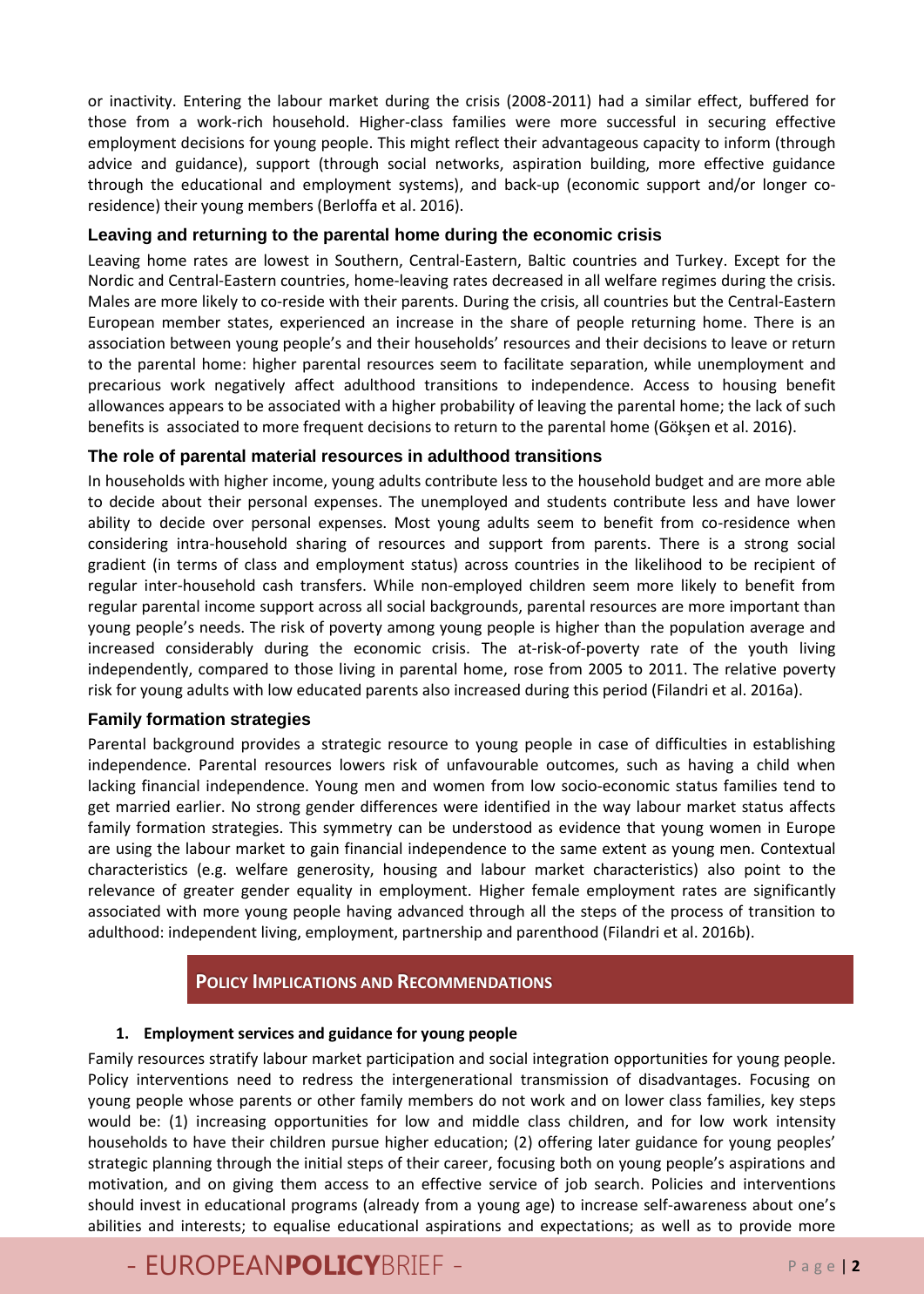or inactivity. Entering the labour market during the crisis (2008-2011) had a similar effect, buffered for those from a work-rich household. Higher-class families were more successful in securing effective employment decisions for young people. This might reflect their advantageous capacity to inform (through advice and guidance), support (through social networks, aspiration building, more effective guidance through the educational and employment systems), and back-up (economic support and/or longer co-residence) their young members (Berloffa et al. 2016).

### Leaving and returning to the parental home during the economic crisis

Leaving home rates are lowest in Southern, Central-Eastern, Baltic countries and Turkey. Except for the Nordic and Central-Eastern countries, home-leaving rates decreased in all welfare regimes during the crisis. Males are more likely to co-reside with their parents. During the crisis, all countries but the Central-Eastern European member states, experienced an increase in the share of people returning home. There is an association between young people's and their households' resources and their decisions to leave or return to the parental home: higher parental resources seem to facilitate separation, while unemployment and precarious work negatively affect adulthood transitions to independence. Access to housing benefit allowances appears to be associated with a higher probability of leaving the parental home; the lack of such benefits is associated to more frequent decisions to return to the parental home (Gökşen et al. 2016).

### The role of parental material resources in adulthood transitions

In households with higher income, young adults contribute less to the household budget and are more able to decide about their personal expenses. The unemployed and students contribute less and have lower ability to decide over personal expenses. Most young adults seem to benefit from co-residence when considering intra-household sharing of resources and support from parents. There is a strong social gradient (in terms of class and employment status) across countries in the likelihood to be recipient of regular inter-household cash transfers. While non-employed children seem more likely to benefit from regular parental income support across all social backgrounds, parental resources are more important than young people's needs. The risk of poverty among young people is higher than the population average and increased considerably during the economic crisis. The at-risk-of-poverty rate of the youth living independently, compared to those living in parental home, rose from 2005 to 2011. The relative poverty risk for young adults with low educated parents also increased during this period (Filandri et al. 2016a).

### Family formation strategies

Parental background provides a strategic resource to young people in case of difficulties in establishing independence. Parental resources lowers risk of unfavourable outcomes, such as having a child when lacking financial independence. Young men and women from low socio-economic status families tend to get married earlier. No strong gender differences were identified in the way labour market status affects family formation strategies. This symmetry can be understood as evidence that young women in Europe are using the labour market to gain financial independence to the same extent as young men. Contextual characteristics (e.g. welfare generosity, housing and labour market characteristics) also point to the relevance of greater gender equality in employment. Higher female employment rates are significantly associated with more young people having advanced through all the steps of the process of transition to adulthood: independent living, employment, partnership and parenthood (Filandri et al. 2016b).

## POLICY IMPLICATIONS AND RECOMMENDATIONS

**1. Employment services and guidance for young people**

Family resources stratify labour market participation and social integration opportunities for young people. Policy interventions need to redress the intergenerational transmission of disadvantages. Focusing on young people whose parents or other family members do not work and on lower class families, key steps would be: (1) increasing opportunities for low and middle class children, and for low work intensity households to have their children pursue higher education; (2) offering later guidance for young peoples' strategic planning through the initial steps of their career, focusing both on young people's aspirations and motivation, and on giving them access to an effective service of job search. Policies and interventions should invest in educational programs (already from a young age) to increase self-awareness about one's abilities and interests; to equalise educational aspirations and expectations; as well as to provide more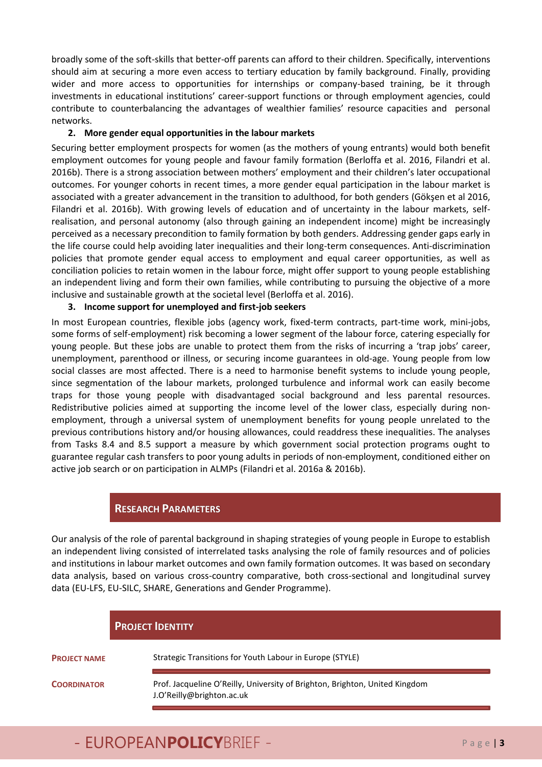broadly some of the soft-skills that better-off parents can afford to their children. Specifically, interventions should aim at securing a more even access to tertiary education by family background. Finally, providing wider and more access to opportunities for internships or company-based training, be it through investments in educational institutions' career-support functions or through employment agencies, could contribute to counterbalancing the advantages of wealthier families' resource capacities and personal networks.

**2. More gender equal opportunities in the labour markets**

Securing better employment prospects for women (as the mothers of young entrants) would both benefit employment outcomes for young people and favour family formation (Berloffa et al. 2016, Filandri et al. 2016b). There is a strong association between mothers' employment and their children's later occupational outcomes. For younger cohorts in recent times, a more gender equal participation in the labour market is associated with a greater advancement in the transition to adulthood, for both genders (Gökşen et al 2016, Filandri et al. 2016b). With growing levels of education and of uncertainty in the labour markets, self-realisation, and personal autonomy (also through gaining an independent income) might be increasingly perceived as a necessary precondition to family formation by both genders. Addressing gender gaps early in the life course could help avoiding later inequalities and their long-term consequences. Anti-discrimination policies that promote gender equal access to employment and equal career opportunities, as well as conciliation policies to retain women in the labour force, might offer support to young people establishing an independent living and form their own families, while contributing to pursuing the objective of a more inclusive and sustainable growth at the societal level (Berloffa et al. 2016).

**3. Income support for unemployed and first-job seekers**

In most European countries, flexible jobs (agency work, fixed-term contracts, part-time work, mini-jobs, some forms of self-employment) risk becoming a lower segment of the labour force, catering especially for young people. But these jobs are unable to protect them from the risks of incurring a 'trap jobs' career, unemployment, parenthood or illness, or securing income guarantees in old-age. Young people from low social classes are most affected. There is a need to harmonise benefit systems to include young people, since segmentation of the labour markets, prolonged turbulence and informal work can easily become traps for those young people with disadvantaged social background and less parental resources. Redistributive policies aimed at supporting the income level of the lower class, especially during non-employment, through a universal system of unemployment benefits for young people unrelated to the previous contributions history and/or housing allowances, could readdress these inequalities. The analyses from Tasks 8.4 and 8.5 support a measure by which government social protection programs ought to guarantee regular cash transfers to poor young adults in periods of non-employment, conditioned either on active job search or on participation in ALMPs (Filandri et al. 2016a & 2016b).

## Research Parameters

Our analysis of the role of parental background in shaping strategies of young people in Europe to establish an independent living consisted of interrelated tasks analysing the role of family resources and of policies and institutions in labour market outcomes and own family formation outcomes. It was based on secondary data analysis, based on various cross-country comparative, both cross-sectional and longitudinal survey data (EU-LFS, EU-SILC, SHARE, Generations and Gender Programme).

## Project Identity

| | |
|---|---|
| **Project Name** | Strategic Transitions for Youth Labour in Europe (STYLE) |
| **Coordinator** | Prof. Jacqueline O'Reilly, University of Brighton, Brighton, United Kingdom J.O'Reilly@brighton.ac.uk |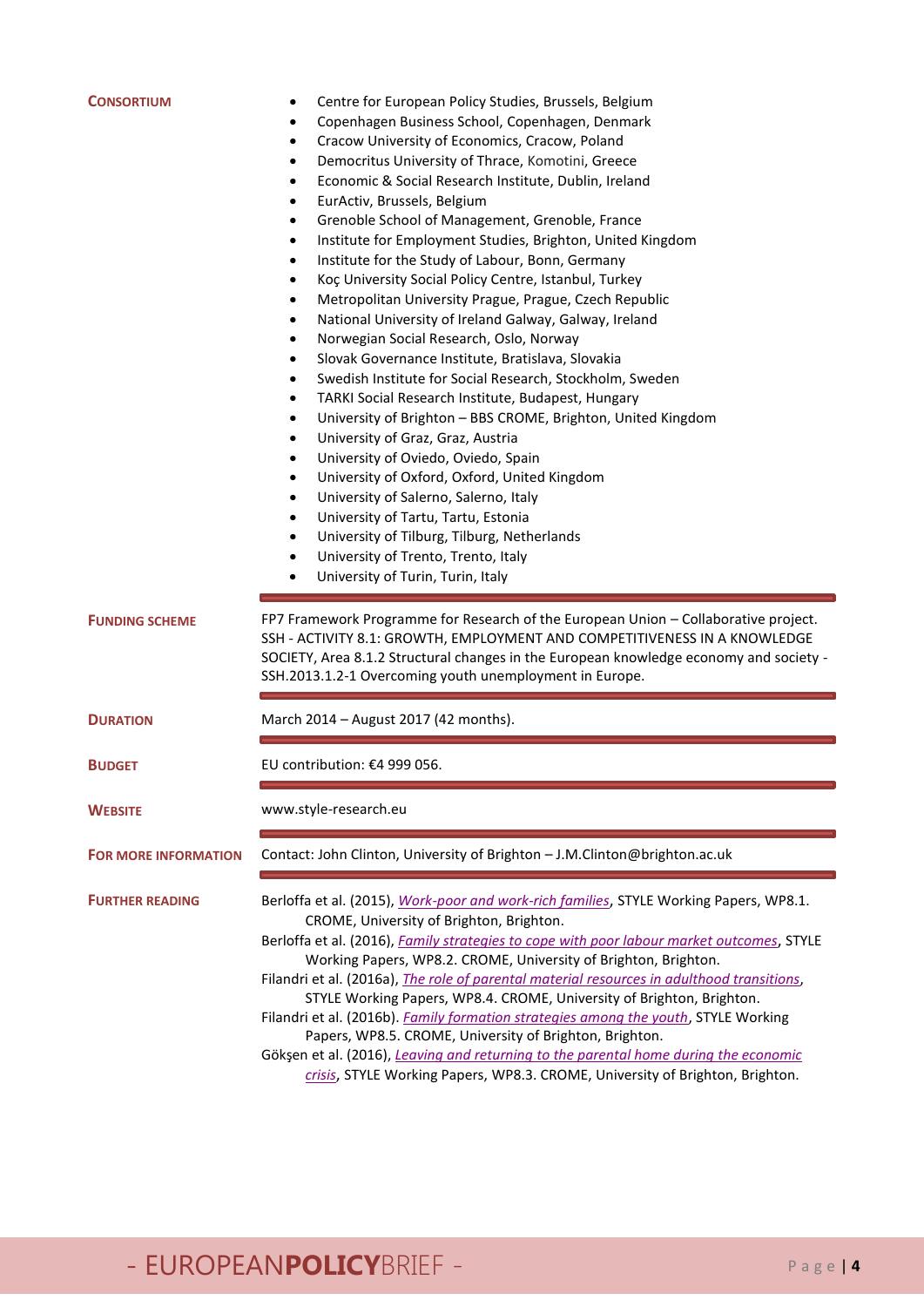## CONSORTIUM

- Centre for European Policy Studies, Brussels, Belgium
- Copenhagen Business School, Copenhagen, Denmark
- Cracow University of Economics, Cracow, Poland
- Democritus University of Thrace, Komotini, Greece
- Economic & Social Research Institute, Dublin, Ireland
- EurActiv, Brussels, Belgium
- Grenoble School of Management, Grenoble, France
- Institute for Employment Studies, Brighton, United Kingdom
- Institute for the Study of Labour, Bonn, Germany
- Koç University Social Policy Centre, Istanbul, Turkey
- Metropolitan University Prague, Prague, Czech Republic
- National University of Ireland Galway, Galway, Ireland
- Norwegian Social Research, Oslo, Norway
- Slovak Governance Institute, Bratislava, Slovakia
- Swedish Institute for Social Research, Stockholm, Sweden
- TARKI Social Research Institute, Budapest, Hungary
- University of Brighton – BBS CROME, Brighton, United Kingdom
- University of Graz, Graz, Austria
- University of Oviedo, Oviedo, Spain
- University of Oxford, Oxford, United Kingdom
- University of Salerno, Salerno, Italy
- University of Tartu, Tartu, Estonia
- University of Tilburg, Tilburg, Netherlands
- University of Trento, Trento, Italy
- University of Turin, Turin, Italy

## FUNDING SCHEME

FP7 Framework Programme for Research of the European Union – Collaborative project. SSH - ACTIVITY 8.1: GROWTH, EMPLOYMENT AND COMPETITIVENESS IN A KNOWLEDGE SOCIETY, Area 8.1.2 Structural changes in the European knowledge economy and society - SSH.2013.1.2-1 Overcoming youth unemployment in Europe.

## DURATION

March 2014 – August 2017 (42 months).

## BUDGET

EU contribution: €4 999 056.

## WEBSITE

www.style-research.eu

## FOR MORE INFORMATION

Contact: John Clinton, University of Brighton – J.M.Clinton@brighton.ac.uk

## FURTHER READING

Berloffa et al. (2015), *Work-poor and work-rich families*, STYLE Working Papers, WP8.1. CROME, University of Brighton, Brighton.

Berloffa et al. (2016), *Family strategies to cope with poor labour market outcomes*, STYLE Working Papers, WP8.2. CROME, University of Brighton, Brighton.

Filandri et al. (2016a), *The role of parental material resources in adulthood transitions*, STYLE Working Papers, WP8.4. CROME, University of Brighton, Brighton.

Filandri et al. (2016b). *Family formation strategies among the youth*, STYLE Working Papers, WP8.5. CROME, University of Brighton, Brighton.

Gökşen et al. (2016), *Leaving and returning to the parental home during the economic crisis*, STYLE Working Papers, WP8.3. CROME, University of Brighton, Brighton.